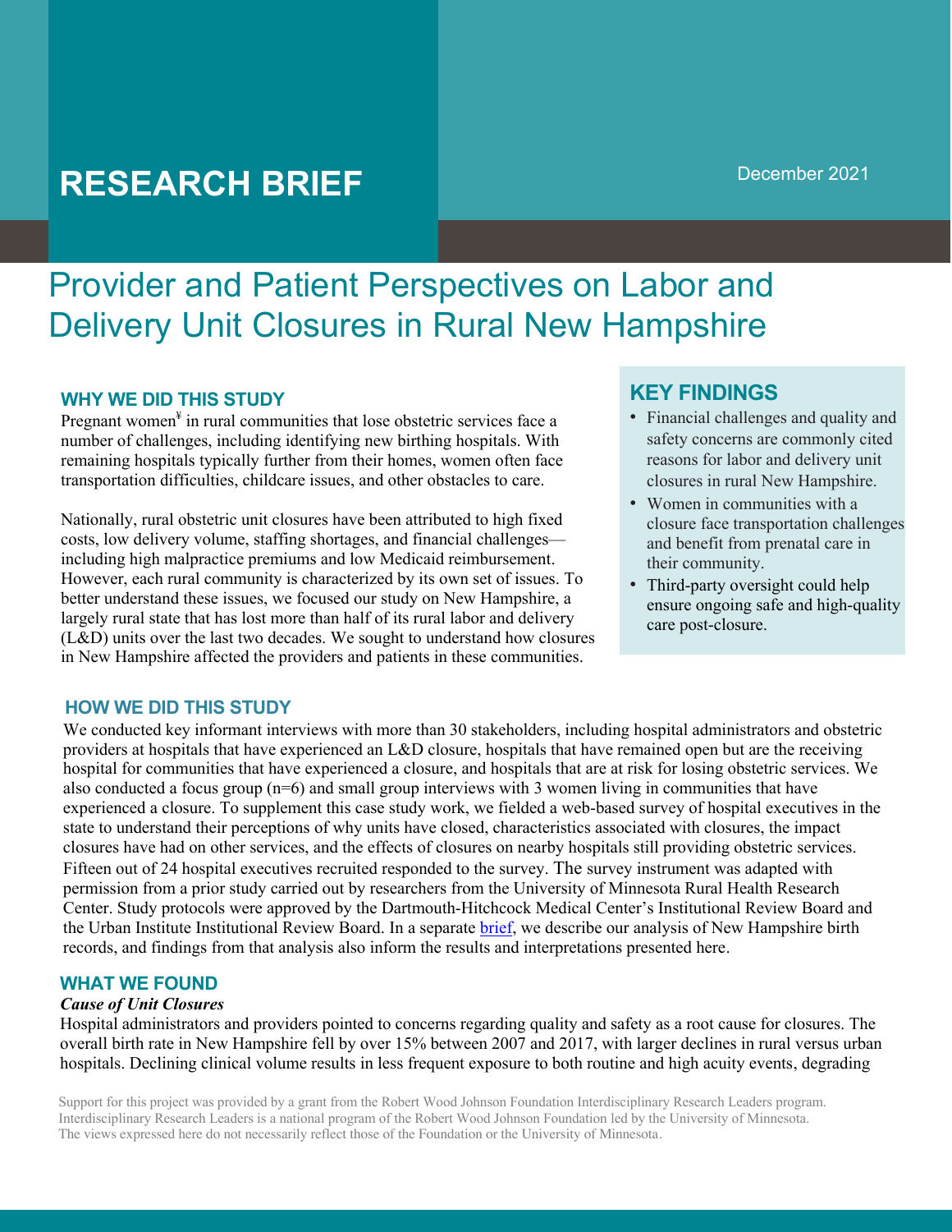# RESEARCH BRIEF

December 2021

## Provider and Patient Perspectives on Labor and Delivery Unit Closures in Rural New Hampshire

### WHY WE DID THIS STUDY

Pregnant women[¥] in rural communities that lose obstetric services face a number of challenges, including identifying new birthing hospitals. With remaining hospitals typically further from their homes, women often face transportation difficulties, childcare issues, and other obstacles to care.

Nationally, rural obstetric unit closures have been attributed to high fixed costs, low delivery volume, staffing shortages, and financial challenges—including high malpractice premiums and low Medicaid reimbursement. However, each rural community is characterized by its own set of issues. To better understand these issues, we focused our study on New Hampshire, a largely rural state that has lost more than half of its rural labor and delivery (L&D) units over the last two decades. We sought to understand how closures in New Hampshire affected the providers and patients in these communities.

### KEY FINDINGS

- Financial challenges and quality and safety concerns are commonly cited reasons for labor and delivery unit closures in rural New Hampshire.
- Women in communities with a closure face transportation challenges and benefit from prenatal care in their community.
- Third-party oversight could help ensure ongoing safe and high-quality care post-closure.

### HOW WE DID THIS STUDY

We conducted key informant interviews with more than 30 stakeholders, including hospital administrators and obstetric providers at hospitals that have experienced an L&D closure, hospitals that have remained open but are the receiving hospital for communities that have experienced a closure, and hospitals that are at risk for losing obstetric services. We also conducted a focus group (n=6) and small group interviews with 3 women living in communities that have experienced a closure. To supplement this case study work, we fielded a web-based survey of hospital executives in the state to understand their perceptions of why units have closed, characteristics associated with closures, the impact closures have had on other services, and the effects of closures on nearby hospitals still providing obstetric services. Fifteen out of 24 hospital executives recruited responded to the survey. The survey instrument was adapted with permission from a prior study carried out by researchers from the University of Minnesota Rural Health Research Center. Study protocols were approved by the Dartmouth-Hitchcock Medical Center's Institutional Review Board and the Urban Institute Institutional Review Board. In a separate brief, we describe our analysis of New Hampshire birth records, and findings from that analysis also inform the results and interpretations presented here.

### WHAT WE FOUND

***Cause of Unit Closures***

Hospital administrators and providers pointed to concerns regarding quality and safety as a root cause for closures. The overall birth rate in New Hampshire fell by over 15% between 2007 and 2017, with larger declines in rural versus urban hospitals. Declining clinical volume results in less frequent exposure to both routine and high acuity events, degrading

Support for this project was provided by a grant from the Robert Wood Johnson Foundation Interdisciplinary Research Leaders program. Interdisciplinary Research Leaders is a national program of the Robert Wood Johnson Foundation led by the University of Minnesota. The views expressed here do not necessarily reflect those of the Foundation or the University of Minnesota.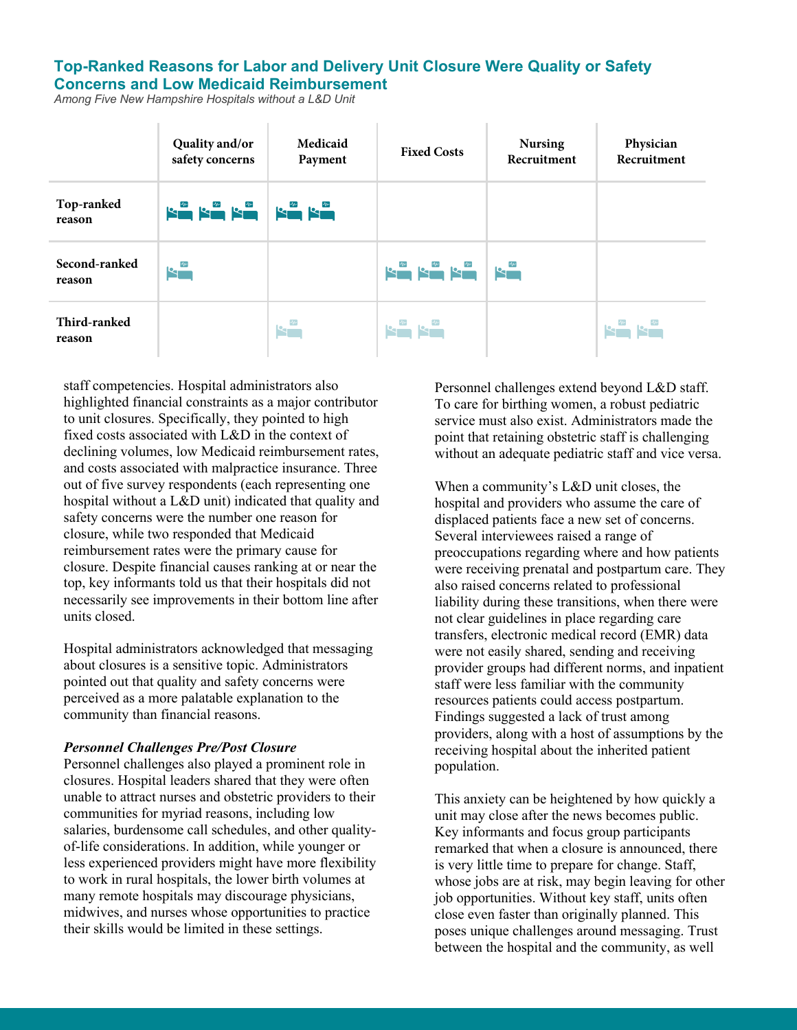### Top-Ranked Reasons for Labor and Delivery Unit Closure Were Quality or Safety Concerns and Low Medicaid Reimbursement

*Among Five New Hampshire Hospitals without a L&D Unit*

| | Quality and/or safety concerns | Medicaid Payment | Fixed Costs | Nursing Recruitment | Physician Recruitment |
|---|---|---|---|---|---|
| Top-ranked reason | 3 | 2 | | | |
| Second-ranked reason | 1 | | 3 | 1 | |
| Third-ranked reason | | 1 | 2 | | 2 |

staff competencies. Hospital administrators also highlighted financial constraints as a major contributor to unit closures. Specifically, they pointed to high fixed costs associated with L&D in the context of declining volumes, low Medicaid reimbursement rates, and costs associated with malpractice insurance. Three out of five survey respondents (each representing one hospital without a L&D unit) indicated that quality and safety concerns were the number one reason for closure, while two responded that Medicaid reimbursement rates were the primary cause for closure. Despite financial causes ranking at or near the top, key informants told us that their hospitals did not necessarily see improvements in their bottom line after units closed.

Hospital administrators acknowledged that messaging about closures is a sensitive topic. Administrators pointed out that quality and safety concerns were perceived as a more palatable explanation to the community than financial reasons.

***Personnel Challenges Pre/Post Closure***

Personnel challenges also played a prominent role in closures. Hospital leaders shared that they were often unable to attract nurses and obstetric providers to their communities for myriad reasons, including low salaries, burdensome call schedules, and other quality-of-life considerations. In addition, while younger or less experienced providers might have more flexibility to work in rural hospitals, the lower birth volumes at many remote hospitals may discourage physicians, midwives, and nurses whose opportunities to practice their skills would be limited in these settings.

Personnel challenges extend beyond L&D staff. To care for birthing women, a robust pediatric service must also exist. Administrators made the point that retaining obstetric staff is challenging without an adequate pediatric staff and vice versa.

When a community's L&D unit closes, the hospital and providers who assume the care of displaced patients face a new set of concerns. Several interviewees raised a range of preoccupations regarding where and how patients were receiving prenatal and postpartum care. They also raised concerns related to professional liability during these transitions, when there were not clear guidelines in place regarding care transfers, electronic medical record (EMR) data were not easily shared, sending and receiving provider groups had different norms, and inpatient staff were less familiar with the community resources patients could access postpartum. Findings suggested a lack of trust among providers, along with a host of assumptions by the receiving hospital about the inherited patient population.

This anxiety can be heightened by how quickly a unit may close after the news becomes public. Key informants and focus group participants remarked that when a closure is announced, there is very little time to prepare for change. Staff, whose jobs are at risk, may begin leaving for other job opportunities. Without key staff, units often close even faster than originally planned. This poses unique challenges around messaging. Trust between the hospital and the community, as well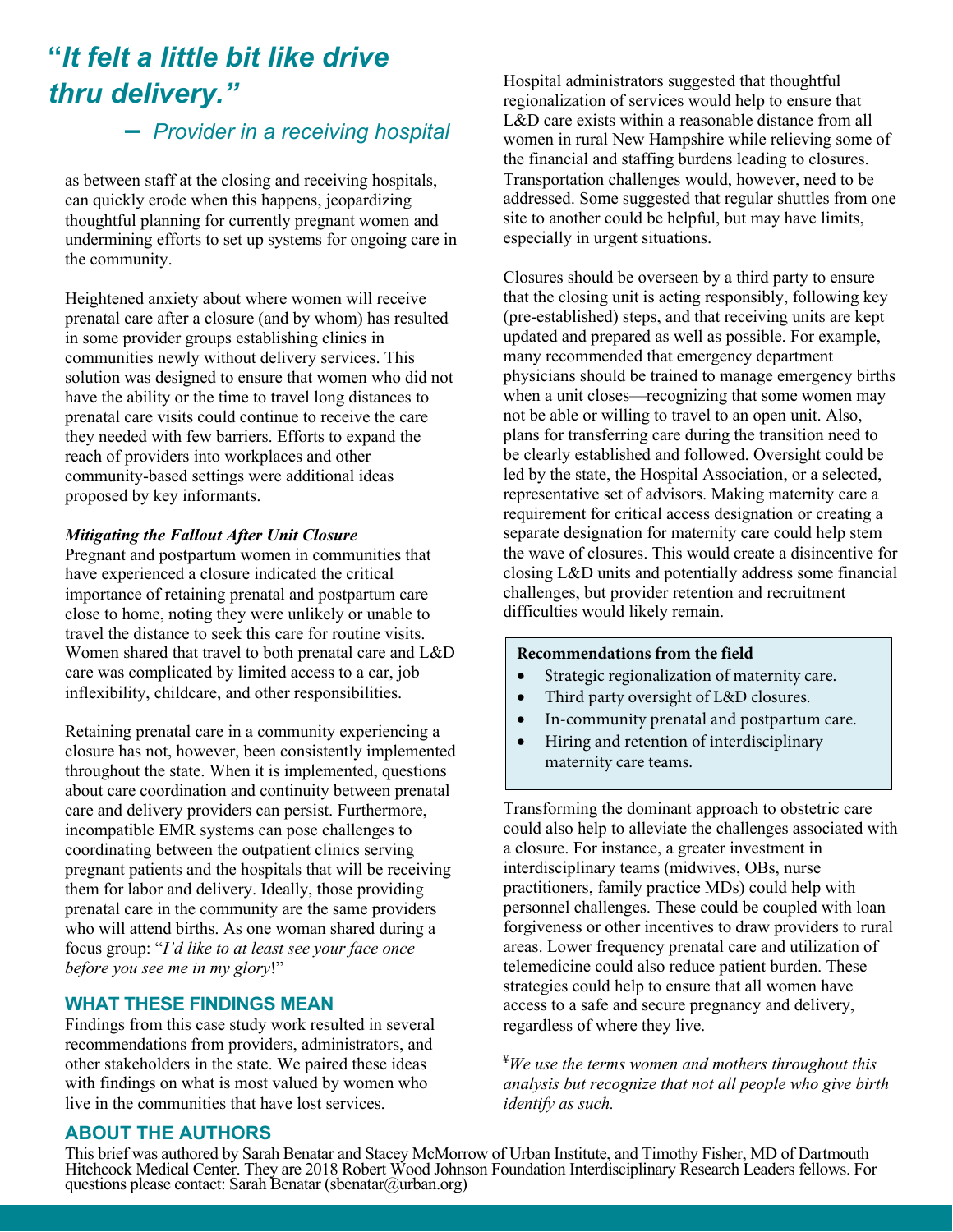> **"*It felt a little bit like drive thru delivery.*"**
>
> *– Provider in a receiving hospital*

as between staff at the closing and receiving hospitals, can quickly erode when this happens, jeopardizing thoughtful planning for currently pregnant women and undermining efforts to set up systems for ongoing care in the community.

Heightened anxiety about where women will receive prenatal care after a closure (and by whom) has resulted in some provider groups establishing clinics in communities newly without delivery services. This solution was designed to ensure that women who did not have the ability or the time to travel long distances to prenatal care visits could continue to receive the care they needed with few barriers. Efforts to expand the reach of providers into workplaces and other community-based settings were additional ideas proposed by key informants.

***Mitigating the Fallout After Unit Closure***

Pregnant and postpartum women in communities that have experienced a closure indicated the critical importance of retaining prenatal and postpartum care close to home, noting they were unlikely or unable to travel the distance to seek this care for routine visits. Women shared that travel to both prenatal care and L&D care was complicated by limited access to a car, job inflexibility, childcare, and other responsibilities.

Retaining prenatal care in a community experiencing a closure has not, however, been consistently implemented throughout the state. When it is implemented, questions about care coordination and continuity between prenatal care and delivery providers can persist. Furthermore, incompatible EMR systems can pose challenges to coordinating between the outpatient clinics serving pregnant patients and the hospitals that will be receiving them for labor and delivery. Ideally, those providing prenatal care in the community are the same providers who will attend births. As one woman shared during a focus group: "*I'd like to at least see your face once before you see me in my glory*!"

## WHAT THESE FINDINGS MEAN

Findings from this case study work resulted in several recommendations from providers, administrators, and other stakeholders in the state. We paired these ideas with findings on what is most valued by women who live in the communities that have lost services.

Hospital administrators suggested that thoughtful regionalization of services would help to ensure that L&D care exists within a reasonable distance from all women in rural New Hampshire while relieving some of the financial and staffing burdens leading to closures. Transportation challenges would, however, need to be addressed. Some suggested that regular shuttles from one site to another could be helpful, but may have limits, especially in urgent situations.

Closures should be overseen by a third party to ensure that the closing unit is acting responsibly, following key (pre-established) steps, and that receiving units are kept updated and prepared as well as possible. For example, many recommended that emergency department physicians should be trained to manage emergency births when a unit closes—recognizing that some women may not be able or willing to travel to an open unit. Also, plans for transferring care during the transition need to be clearly established and followed. Oversight could be led by the state, the Hospital Association, or a selected, representative set of advisors. Making maternity care a requirement for critical access designation or creating a separate designation for maternity care could help stem the wave of closures. This would create a disincentive for closing L&D units and potentially address some financial challenges, but provider retention and recruitment difficulties would likely remain.

> **Recommendations from the field**
>
> - Strategic regionalization of maternity care.
> - Third party oversight of L&D closures.
> - In-community prenatal and postpartum care.
> - Hiring and retention of interdisciplinary maternity care teams.

Transforming the dominant approach to obstetric care could also help to alleviate the challenges associated with a closure. For instance, a greater investment in interdisciplinary teams (midwives, OBs, nurse practitioners, family practice MDs) could help with personnel challenges. These could be coupled with loan forgiveness or other incentives to draw providers to rural areas. Lower frequency prenatal care and utilization of telemedicine could also reduce patient burden. These strategies could help to ensure that all women have access to a safe and secure pregnancy and delivery, regardless of where they live.

[¥] *We use the terms women and mothers throughout this analysis but recognize that not all people who give birth identify as such.*

## ABOUT THE AUTHORS

This brief was authored by Sarah Benatar and Stacey McMorrow of Urban Institute, and Timothy Fisher, MD of Dartmouth Hitchcock Medical Center. They are 2018 Robert Wood Johnson Foundation Interdisciplinary Research Leaders fellows. For questions please contact: Sarah Benatar (sbenatar@urban.org)